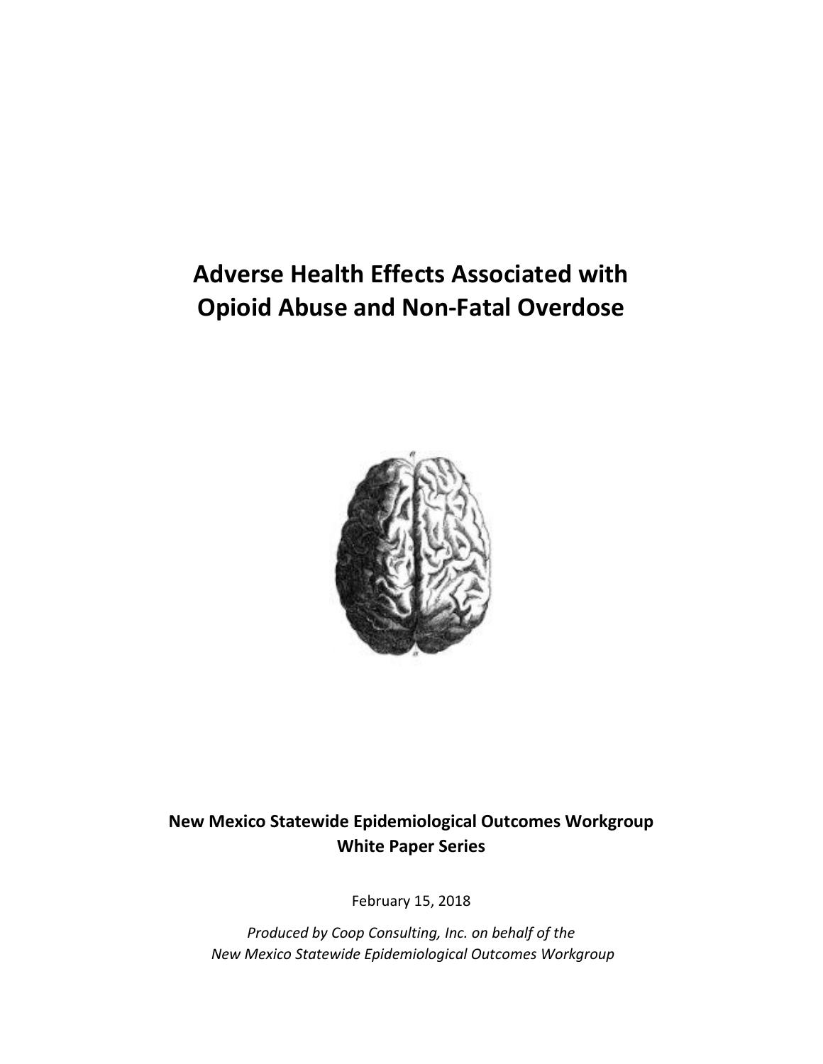# Adverse Health Effects Associated with Opioid Abuse and Non-Fatal Overdose

**New Mexico Statewide Epidemiological Outcomes Workgroup White Paper Series**

February 15, 2018

*Produced by Coop Consulting, Inc. on behalf of the New Mexico Statewide Epidemiological Outcomes Workgroup*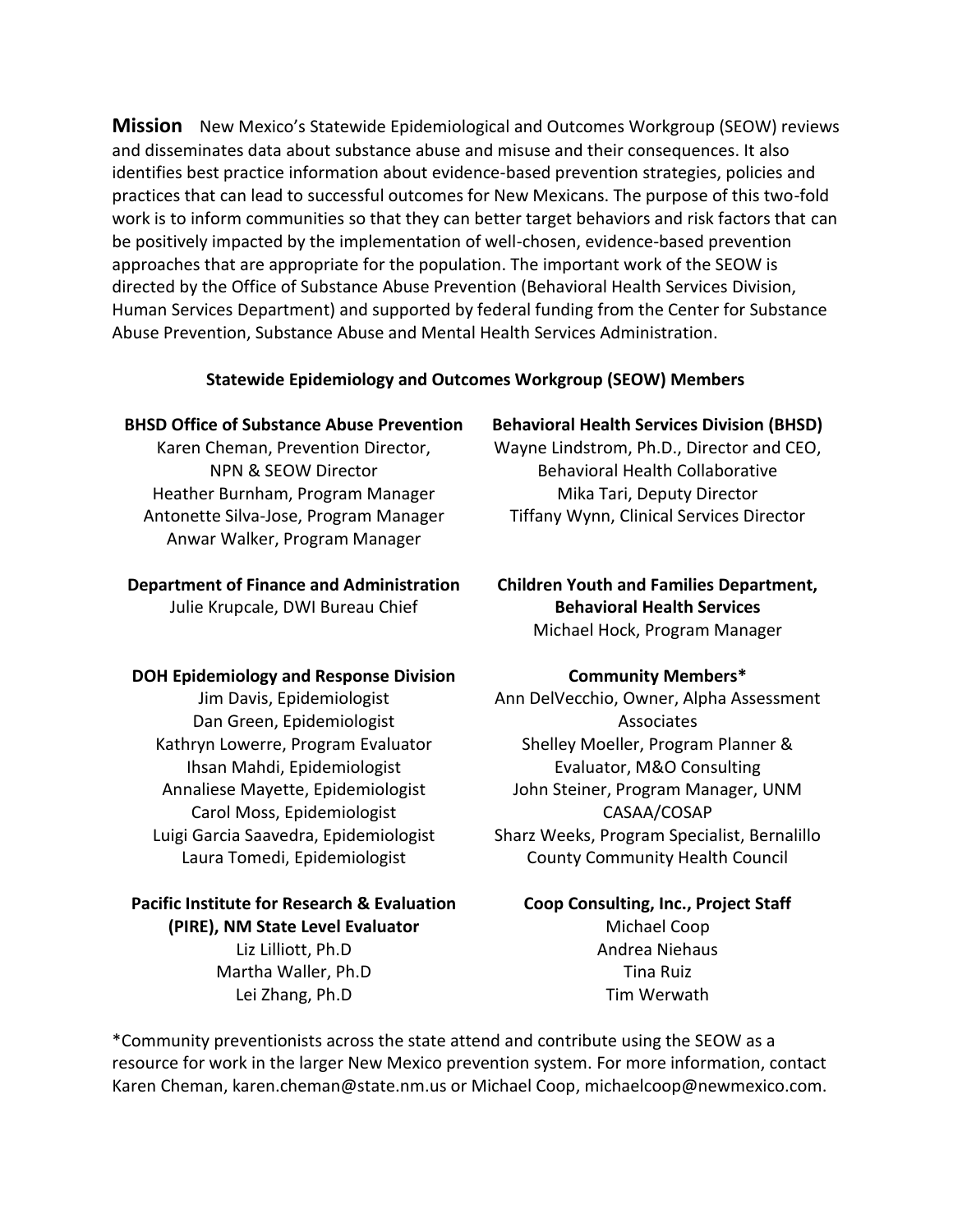**Mission** New Mexico's Statewide Epidemiological and Outcomes Workgroup (SEOW) reviews and disseminates data about substance abuse and misuse and their consequences. It also identifies best practice information about evidence-based prevention strategies, policies and practices that can lead to successful outcomes for New Mexicans. The purpose of this two-fold work is to inform communities so that they can better target behaviors and risk factors that can be positively impacted by the implementation of well-chosen, evidence-based prevention approaches that are appropriate for the population. The important work of the SEOW is directed by the Office of Substance Abuse Prevention (Behavioral Health Services Division, Human Services Department) and supported by federal funding from the Center for Substance Abuse Prevention, Substance Abuse and Mental Health Services Administration.

## Statewide Epidemiology and Outcomes Workgroup (SEOW) Members

**BHSD Office of Substance Abuse Prevention**
Karen Cheman, Prevention Director, NPN & SEOW Director
Heather Burnham, Program Manager
Antonette Silva-Jose, Program Manager
Anwar Walker, Program Manager

**Behavioral Health Services Division (BHSD)**
Wayne Lindstrom, Ph.D., Director and CEO, Behavioral Health Collaborative
Mika Tari, Deputy Director
Tiffany Wynn, Clinical Services Director

**Department of Finance and Administration**
Julie Krupcale, DWI Bureau Chief

**Children Youth and Families Department, Behavioral Health Services**
Michael Hock, Program Manager

**DOH Epidemiology and Response Division**
Jim Davis, Epidemiologist
Dan Green, Epidemiologist
Kathryn Lowerre, Program Evaluator
Ihsan Mahdi, Epidemiologist
Annaliese Mayette, Epidemiologist
Carol Moss, Epidemiologist
Luigi Garcia Saavedra, Epidemiologist
Laura Tomedi, Epidemiologist

**Community Members***
Ann DelVecchio, Owner, Alpha Assessment Associates
Shelley Moeller, Program Planner & Evaluator, M&O Consulting
John Steiner, Program Manager, UNM CASAA/COSAP
Sharz Weeks, Program Specialist, Bernalillo County Community Health Council

**Pacific Institute for Research & Evaluation (PIRE), NM State Level Evaluator**
Liz Lilliott, Ph.D
Martha Waller, Ph.D
Lei Zhang, Ph.D

**Coop Consulting, Inc., Project Staff**
Michael Coop
Andrea Niehaus
Tina Ruiz
Tim Werwath

*Community preventionists across the state attend and contribute using the SEOW as a resource for work in the larger New Mexico prevention system. For more information, contact Karen Cheman, karen.cheman@state.nm.us or Michael Coop, michaelcoop@newmexico.com.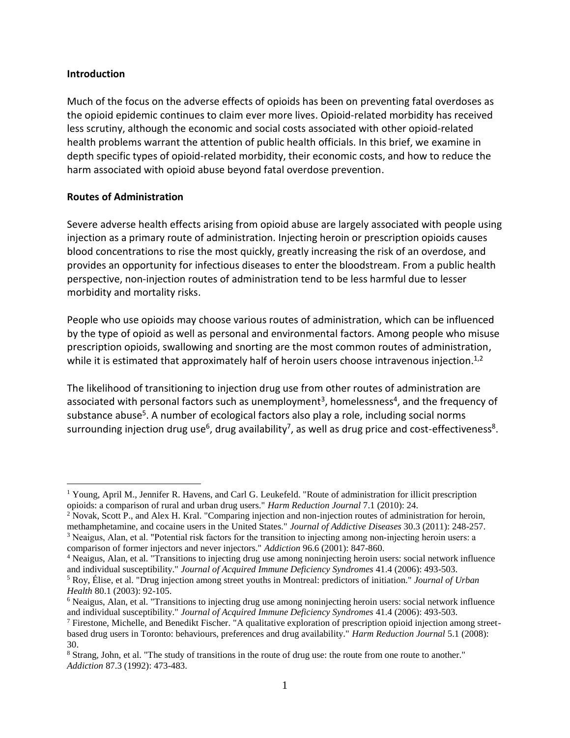**Introduction**

Much of the focus on the adverse effects of opioids has been on preventing fatal overdoses as the opioid epidemic continues to claim ever more lives. Opioid-related morbidity has received less scrutiny, although the economic and social costs associated with other opioid-related health problems warrant the attention of public health officials. In this brief, we examine in depth specific types of opioid-related morbidity, their economic costs, and how to reduce the harm associated with opioid abuse beyond fatal overdose prevention.

**Routes of Administration**

Severe adverse health effects arising from opioid abuse are largely associated with people using injection as a primary route of administration. Injecting heroin or prescription opioids causes blood concentrations to rise the most quickly, greatly increasing the risk of an overdose, and provides an opportunity for infectious diseases to enter the bloodstream. From a public health perspective, non-injection routes of administration tend to be less harmful due to lesser morbidity and mortality risks.

People who use opioids may choose various routes of administration, which can be influenced by the type of opioid as well as personal and environmental factors. Among people who misuse prescription opioids, swallowing and snorting are the most common routes of administration, while it is estimated that approximately half of heroin users choose intravenous injection.[1,2]

The likelihood of transitioning to injection drug use from other routes of administration are associated with personal factors such as unemployment[3], homelessness[4], and the frequency of substance abuse[5]. A number of ecological factors also play a role, including social norms surrounding injection drug use[6], drug availability[7], as well as drug price and cost-effectiveness[8].

---

[1] Young, April M., Jennifer R. Havens, and Carl G. Leukefeld. "Route of administration for illicit prescription opioids: a comparison of rural and urban drug users." *Harm Reduction Journal* 7.1 (2010): 24.

[2] Novak, Scott P., and Alex H. Kral. "Comparing injection and non-injection routes of administration for heroin, methamphetamine, and cocaine users in the United States." *Journal of Addictive Diseases* 30.3 (2011): 248-257.

[3] Neaigus, Alan, et al. "Potential risk factors for the transition to injecting among non-injecting heroin users: a comparison of former injectors and never injectors." *Addiction* 96.6 (2001): 847-860.

[4] Neaigus, Alan, et al. "Transitions to injecting drug use among noninjecting heroin users: social network influence and individual susceptibility." *Journal of Acquired Immune Deficiency Syndromes* 41.4 (2006): 493-503.

[5] Roy, Élise, et al. "Drug injection among street youths in Montreal: predictors of initiation." *Journal of Urban Health* 80.1 (2003): 92-105.

[6] Neaigus, Alan, et al. "Transitions to injecting drug use among noninjecting heroin users: social network influence and individual susceptibility." *Journal of Acquired Immune Deficiency Syndromes* 41.4 (2006): 493-503.

[7] Firestone, Michelle, and Benedikt Fischer. "A qualitative exploration of prescription opioid injection among street-based drug users in Toronto: behaviours, preferences and drug availability." *Harm Reduction Journal* 5.1 (2008): 30.

[8] Strang, John, et al. "The study of transitions in the route of drug use: the route from one route to another." *Addiction* 87.3 (1992): 473-483.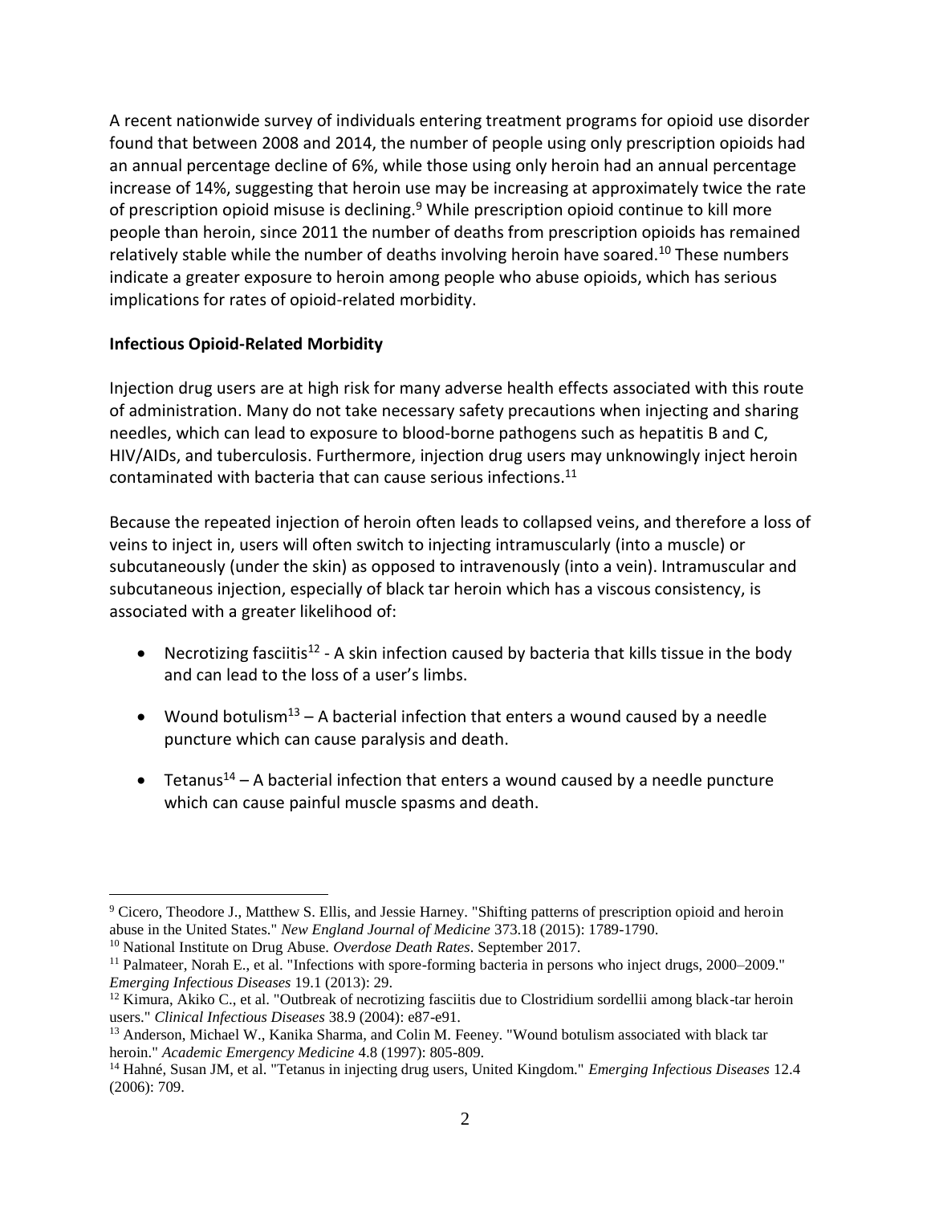A recent nationwide survey of individuals entering treatment programs for opioid use disorder found that between 2008 and 2014, the number of people using only prescription opioids had an annual percentage decline of 6%, while those using only heroin had an annual percentage increase of 14%, suggesting that heroin use may be increasing at approximately twice the rate of prescription opioid misuse is declining.[9] While prescription opioid continue to kill more people than heroin, since 2011 the number of deaths from prescription opioids has remained relatively stable while the number of deaths involving heroin have soared.[10] These numbers indicate a greater exposure to heroin among people who abuse opioids, which has serious implications for rates of opioid-related morbidity.

**Infectious Opioid-Related Morbidity**

Injection drug users are at high risk for many adverse health effects associated with this route of administration. Many do not take necessary safety precautions when injecting and sharing needles, which can lead to exposure to blood-borne pathogens such as hepatitis B and C, HIV/AIDs, and tuberculosis. Furthermore, injection drug users may unknowingly inject heroin contaminated with bacteria that can cause serious infections.[11]

Because the repeated injection of heroin often leads to collapsed veins, and therefore a loss of veins to inject in, users will often switch to injecting intramuscularly (into a muscle) or subcutaneously (under the skin) as opposed to intravenously (into a vein). Intramuscular and subcutaneous injection, especially of black tar heroin which has a viscous consistency, is associated with a greater likelihood of:

- Necrotizing fasciitis[12] - A skin infection caused by bacteria that kills tissue in the body and can lead to the loss of a user's limbs.
- Wound botulism[13] – A bacterial infection that enters a wound caused by a needle puncture which can cause paralysis and death.
- Tetanus[14] – A bacterial infection that enters a wound caused by a needle puncture which can cause painful muscle spasms and death.

---

[9] Cicero, Theodore J., Matthew S. Ellis, and Jessie Harney. "Shifting patterns of prescription opioid and heroin abuse in the United States." *New England Journal of Medicine* 373.18 (2015): 1789-1790.

[10] National Institute on Drug Abuse. *Overdose Death Rates*. September 2017.

[11] Palmateer, Norah E., et al. "Infections with spore-forming bacteria in persons who inject drugs, 2000–2009." *Emerging Infectious Diseases* 19.1 (2013): 29.

[12] Kimura, Akiko C., et al. "Outbreak of necrotizing fasciitis due to Clostridium sordellii among black-tar heroin users." *Clinical Infectious Diseases* 38.9 (2004): e87-e91.

[13] Anderson, Michael W., Kanika Sharma, and Colin M. Feeney. "Wound botulism associated with black tar heroin." *Academic Emergency Medicine* 4.8 (1997): 805-809.

[14] Hahné, Susan JM, et al. "Tetanus in injecting drug users, United Kingdom." *Emerging Infectious Diseases* 12.4 (2006): 709.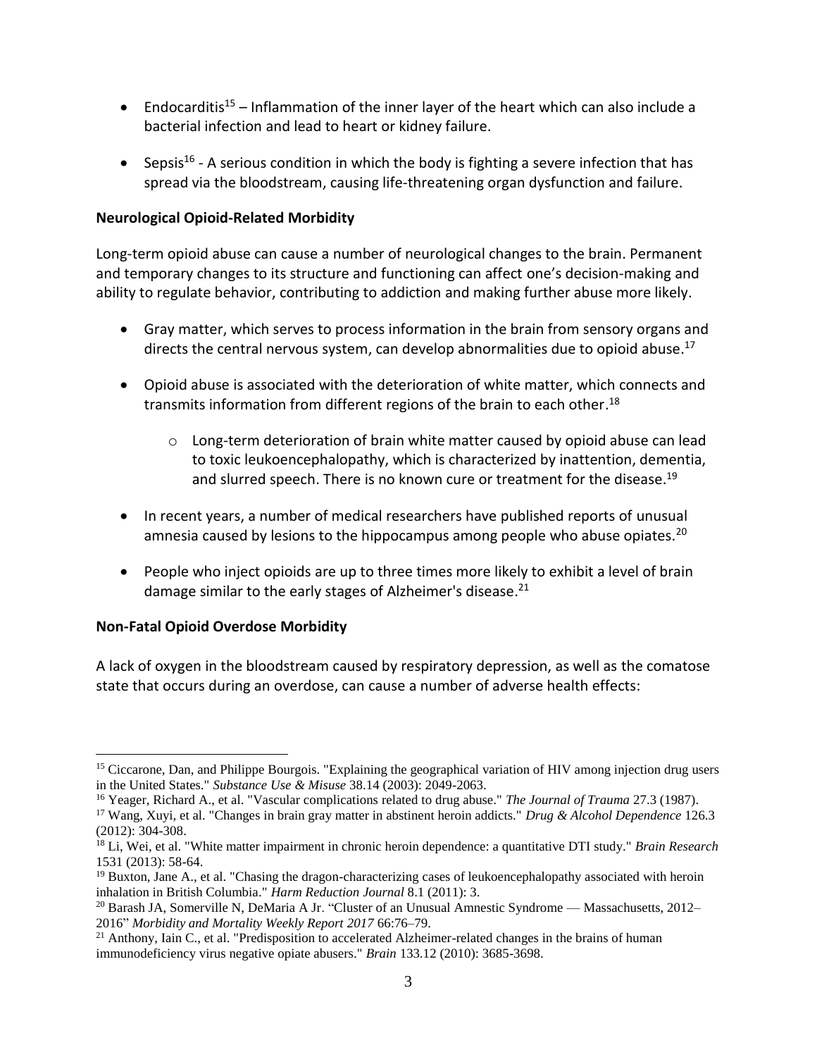- Endocarditis[15] – Inflammation of the inner layer of the heart which can also include a bacterial infection and lead to heart or kidney failure.
- Sepsis[16] - A serious condition in which the body is fighting a severe infection that has spread via the bloodstream, causing life-threatening organ dysfunction and failure.

**Neurological Opioid-Related Morbidity**

Long-term opioid abuse can cause a number of neurological changes to the brain. Permanent and temporary changes to its structure and functioning can affect one's decision-making and ability to regulate behavior, contributing to addiction and making further abuse more likely.

- Gray matter, which serves to process information in the brain from sensory organs and directs the central nervous system, can develop abnormalities due to opioid abuse.[17]
- Opioid abuse is associated with the deterioration of white matter, which connects and transmits information from different regions of the brain to each other.[18]
    - Long-term deterioration of brain white matter caused by opioid abuse can lead to toxic leukoencephalopathy, which is characterized by inattention, dementia, and slurred speech. There is no known cure or treatment for the disease.[19]
- In recent years, a number of medical researchers have published reports of unusual amnesia caused by lesions to the hippocampus among people who abuse opiates.[20]
- People who inject opioids are up to three times more likely to exhibit a level of brain damage similar to the early stages of Alzheimer's disease.[21]

**Non-Fatal Opioid Overdose Morbidity**

A lack of oxygen in the bloodstream caused by respiratory depression, as well as the comatose state that occurs during an overdose, can cause a number of adverse health effects:

---

[15] Ciccarone, Dan, and Philippe Bourgois. "Explaining the geographical variation of HIV among injection drug users in the United States." *Substance Use & Misuse* 38.14 (2003): 2049-2063.

[16] Yeager, Richard A., et al. "Vascular complications related to drug abuse." *The Journal of Trauma* 27.3 (1987).

[17] Wang, Xuyi, et al. "Changes in brain gray matter in abstinent heroin addicts." *Drug & Alcohol Dependence* 126.3 (2012): 304-308.

[18] Li, Wei, et al. "White matter impairment in chronic heroin dependence: a quantitative DTI study." *Brain Research* 1531 (2013): 58-64.

[19] Buxton, Jane A., et al. "Chasing the dragon-characterizing cases of leukoencephalopathy associated with heroin inhalation in British Columbia." *Harm Reduction Journal* 8.1 (2011): 3.

[20] Barash JA, Somerville N, DeMaria A Jr. "Cluster of an Unusual Amnestic Syndrome — Massachusetts, 2012–2016" *Morbidity and Mortality Weekly Report 2017* 66:76–79.

[21] Anthony, Iain C., et al. "Predisposition to accelerated Alzheimer-related changes in the brains of human immunodeficiency virus negative opiate abusers." *Brain* 133.12 (2010): 3685-3698.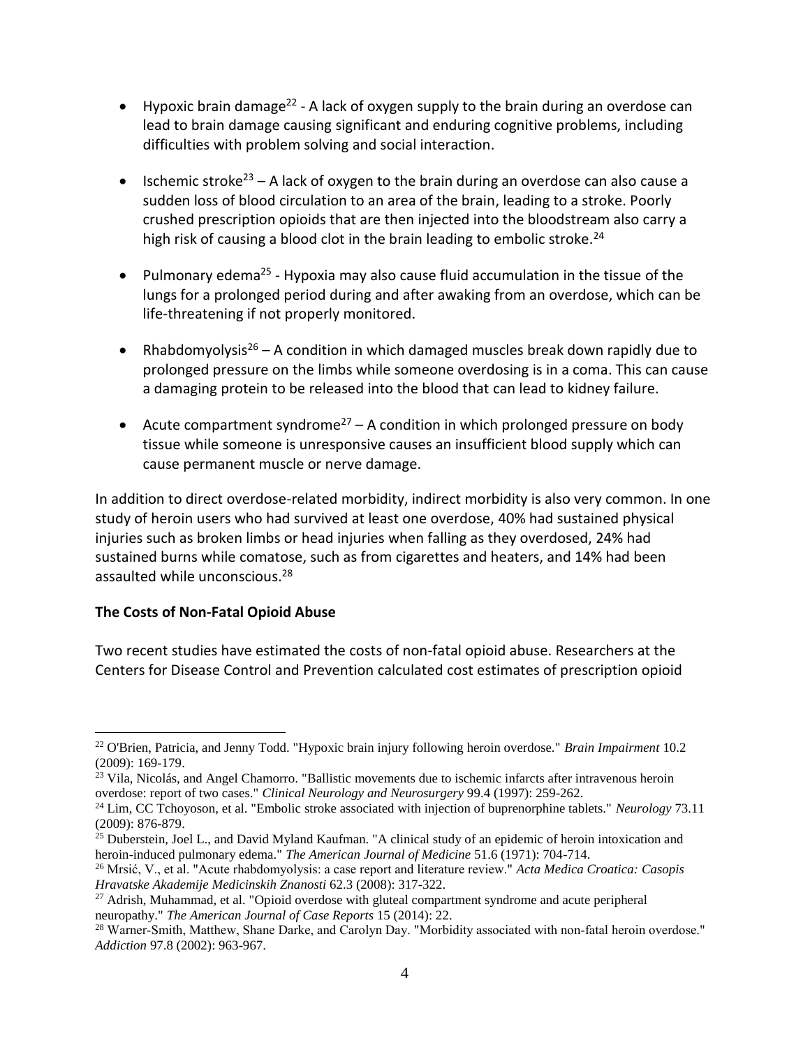- Hypoxic brain damage[22] - A lack of oxygen supply to the brain during an overdose can lead to brain damage causing significant and enduring cognitive problems, including difficulties with problem solving and social interaction.

- Ischemic stroke[23] – A lack of oxygen to the brain during an overdose can also cause a sudden loss of blood circulation to an area of the brain, leading to a stroke. Poorly crushed prescription opioids that are then injected into the bloodstream also carry a high risk of causing a blood clot in the brain leading to embolic stroke.[24]

- Pulmonary edema[25] - Hypoxia may also cause fluid accumulation in the tissue of the lungs for a prolonged period during and after awaking from an overdose, which can be life-threatening if not properly monitored.

- Rhabdomyolysis[26] – A condition in which damaged muscles break down rapidly due to prolonged pressure on the limbs while someone overdosing is in a coma. This can cause a damaging protein to be released into the blood that can lead to kidney failure.

- Acute compartment syndrome[27] – A condition in which prolonged pressure on body tissue while someone is unresponsive causes an insufficient blood supply which can cause permanent muscle or nerve damage.

In addition to direct overdose-related morbidity, indirect morbidity is also very common. In one study of heroin users who had survived at least one overdose, 40% had sustained physical injuries such as broken limbs or head injuries when falling as they overdosed, 24% had sustained burns while comatose, such as from cigarettes and heaters, and 14% had been assaulted while unconscious.[28]

**The Costs of Non-Fatal Opioid Abuse**

Two recent studies have estimated the costs of non-fatal opioid abuse. Researchers at the Centers for Disease Control and Prevention calculated cost estimates of prescription opioid

---

[22] O'Brien, Patricia, and Jenny Todd. "Hypoxic brain injury following heroin overdose." *Brain Impairment* 10.2 (2009): 169-179.

[23] Vila, Nicolás, and Angel Chamorro. "Ballistic movements due to ischemic infarcts after intravenous heroin overdose: report of two cases." *Clinical Neurology and Neurosurgery* 99.4 (1997): 259-262.

[24] Lim, CC Tchoyoson, et al. "Embolic stroke associated with injection of buprenorphine tablets." *Neurology* 73.11 (2009): 876-879.

[25] Duberstein, Joel L., and David Myland Kaufman. "A clinical study of an epidemic of heroin intoxication and heroin-induced pulmonary edema." *The American Journal of Medicine* 51.6 (1971): 704-714.

[26] Mrsić, V., et al. "Acute rhabdomyolysis: a case report and literature review." *Acta Medica Croatica: Casopis Hravatske Akademije Medicinskih Znanosti* 62.3 (2008): 317-322.

[27] Adrish, Muhammad, et al. "Opioid overdose with gluteal compartment syndrome and acute peripheral neuropathy." *The American Journal of Case Reports* 15 (2014): 22.

[28] Warner-Smith, Matthew, Shane Darke, and Carolyn Day. "Morbidity associated with non-fatal heroin overdose." *Addiction* 97.8 (2002): 963-967.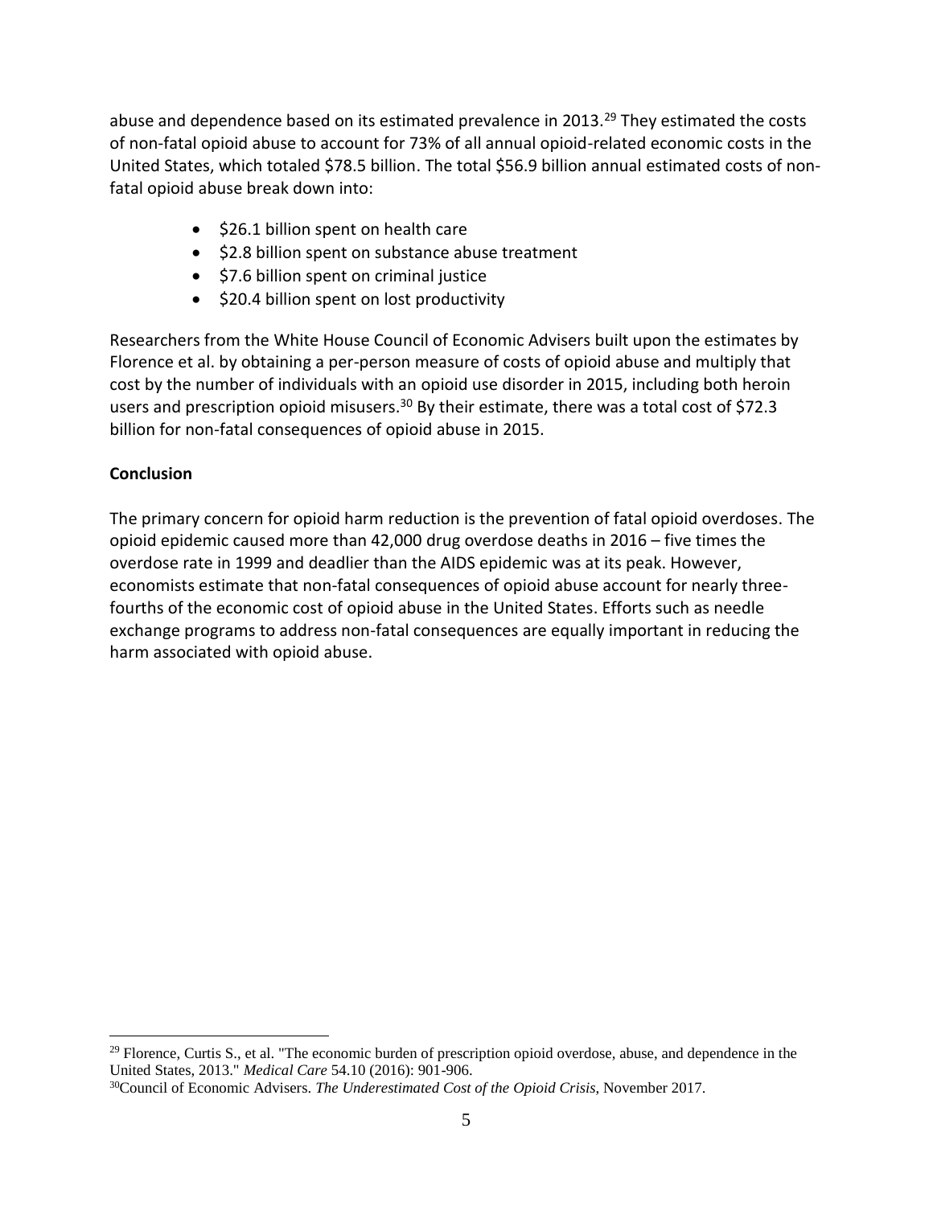abuse and dependence based on its estimated prevalence in 2013.[29] They estimated the costs of non-fatal opioid abuse to account for 73% of all annual opioid-related economic costs in the United States, which totaled $78.5 billion. The total $56.9 billion annual estimated costs of non-fatal opioid abuse break down into:

- $26.1 billion spent on health care
- $2.8 billion spent on substance abuse treatment
- $7.6 billion spent on criminal justice
- $20.4 billion spent on lost productivity

Researchers from the White House Council of Economic Advisers built upon the estimates by Florence et al. by obtaining a per-person measure of costs of opioid abuse and multiply that cost by the number of individuals with an opioid use disorder in 2015, including both heroin users and prescription opioid misusers.[30] By their estimate, there was a total cost of $72.3 billion for non-fatal consequences of opioid abuse in 2015.

**Conclusion**

The primary concern for opioid harm reduction is the prevention of fatal opioid overdoses. The opioid epidemic caused more than 42,000 drug overdose deaths in 2016 – five times the overdose rate in 1999 and deadlier than the AIDS epidemic was at its peak. However, economists estimate that non-fatal consequences of opioid abuse account for nearly three-fourths of the economic cost of opioid abuse in the United States. Efforts such as needle exchange programs to address non-fatal consequences are equally important in reducing the harm associated with opioid abuse.

---

[29] Florence, Curtis S., et al. "The economic burden of prescription opioid overdose, abuse, and dependence in the United States, 2013." *Medical Care* 54.10 (2016): 901-906.

[30] Council of Economic Advisers. *The Underestimated Cost of the Opioid Crisis*, November 2017.